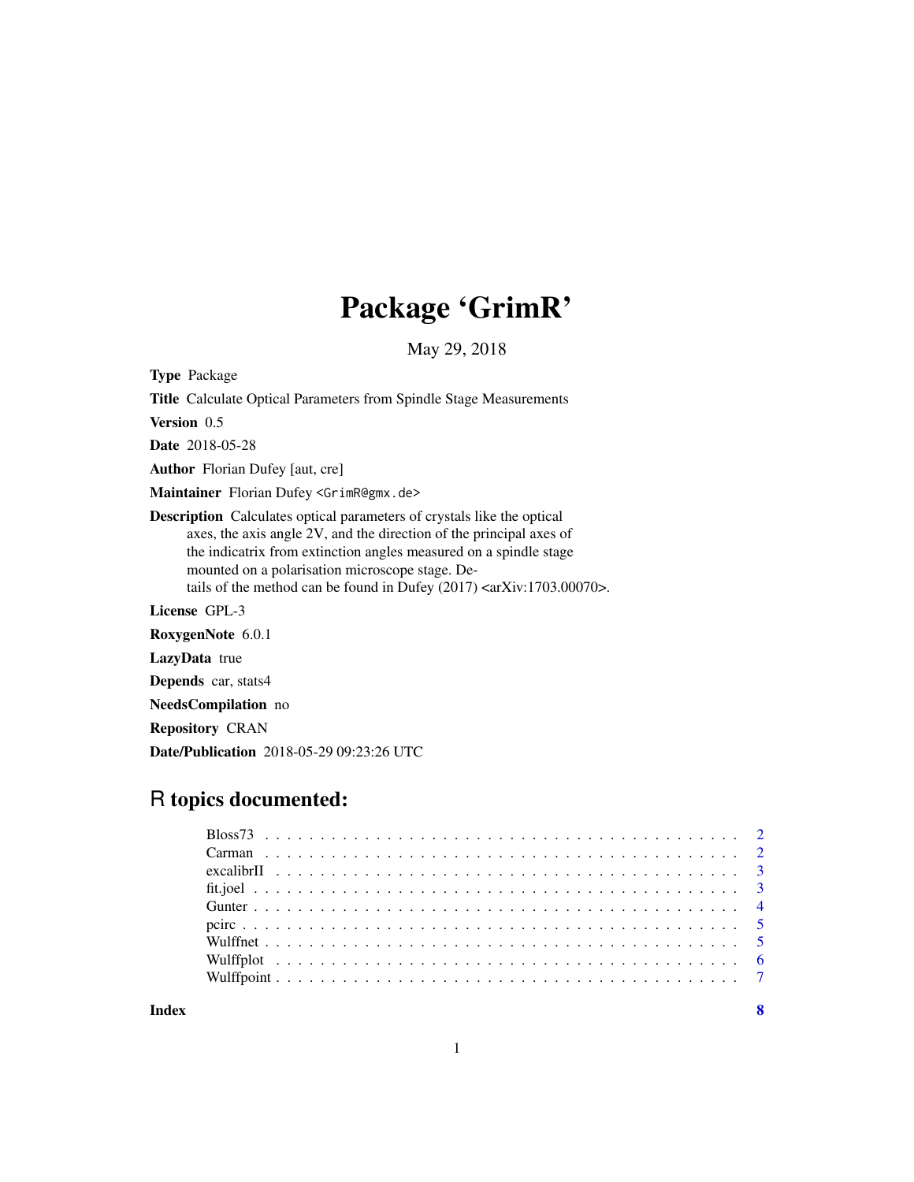# Package 'GrimR'

May 29, 2018

**Type** Package

**Title** Calculate Optical Parameters from Spindle Stage Measurements

**Version** 0.5

**Date** 2018-05-28

**Author** Florian Dufey [aut, cre]

**Maintainer** Florian Dufey <GrimR@gmx.de>

**Description** Calculates optical parameters of crystals like the optical axes, the axis angle 2V, and the direction of the principal axes of the indicatrix from extinction angles measured on a spindle stage mounted on a polarisation microscope stage. Details of the method can be found in Dufey (2017) <arXiv:1703.00070>.

**License** GPL-3

**RoxygenNote** 6.0.1

**LazyData** true

**Depends** car, stats4

**NeedsCompilation** no

**Repository** CRAN

**Date/Publication** 2018-05-29 09:23:26 UTC

## R topics documented:

- Bloss73 . . . . . . . . . . . . . . . . . . . . . . . . . . . . . . . . . . . . . . . . . . 2
- Carman . . . . . . . . . . . . . . . . . . . . . . . . . . . . . . . . . . . . . . . . . . 2
- excalibrII . . . . . . . . . . . . . . . . . . . . . . . . . . . . . . . . . . . . . . . . . 3
- fit.joel . . . . . . . . . . . . . . . . . . . . . . . . . . . . . . . . . . . . . . . . . . 3
- Gunter . . . . . . . . . . . . . . . . . . . . . . . . . . . . . . . . . . . . . . . . . . 4
- pcirc . . . . . . . . . . . . . . . . . . . . . . . . . . . . . . . . . . . . . . . . . . . 5
- Wulffnet . . . . . . . . . . . . . . . . . . . . . . . . . . . . . . . . . . . . . . . . . 5
- Wulffplot . . . . . . . . . . . . . . . . . . . . . . . . . . . . . . . . . . . . . . . . . 6
- Wulffpoint . . . . . . . . . . . . . . . . . . . . . . . . . . . . . . . . . . . . . . . . 7

**Index** 8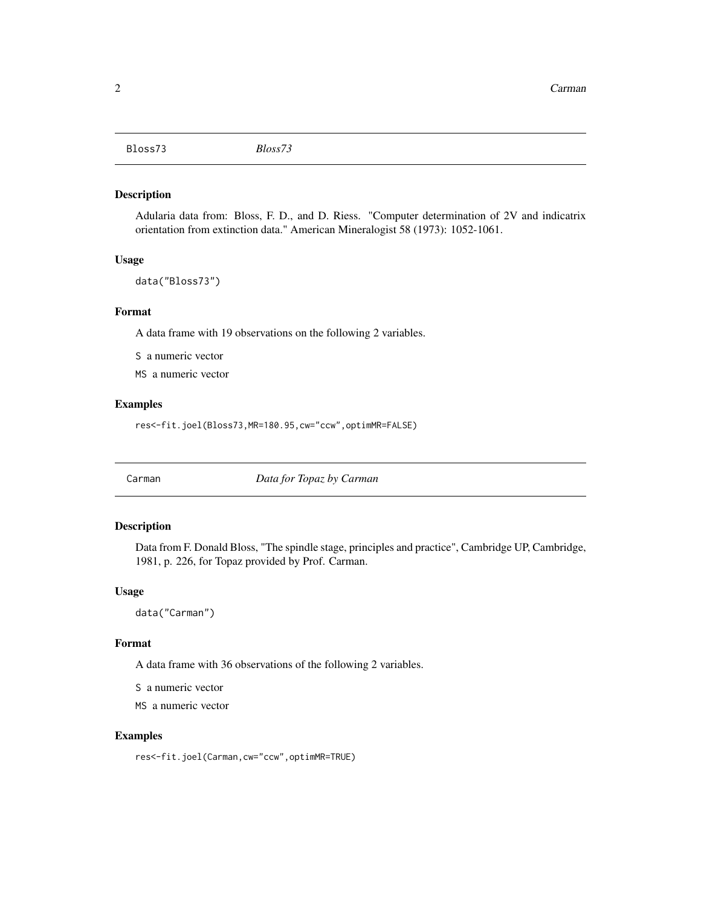## Bloss73 — *Bloss73*

### Description

Adularia data from: Bloss, F. D., and D. Riess. "Computer determination of 2V and indicatrix orientation from extinction data." American Mineralogist 58 (1973): 1052-1061.

### Usage

```
data("Bloss73")
```

### Format

A data frame with 19 observations on the following 2 variables.

`S` a numeric vector

`MS` a numeric vector

### Examples

```
res<-fit.joel(Bloss73,MR=180.95,cw="ccw",optimMR=FALSE)
```

## Carman — *Data for Topaz by Carman*

### Description

Data from F. Donald Bloss, "The spindle stage, principles and practice", Cambridge UP, Cambridge, 1981, p. 226, for Topaz provided by Prof. Carman.

### Usage

```
data("Carman")
```

### Format

A data frame with 36 observations of the following 2 variables.

`S` a numeric vector

`MS` a numeric vector

### Examples

```
res<-fit.joel(Carman,cw="ccw",optimMR=TRUE)
```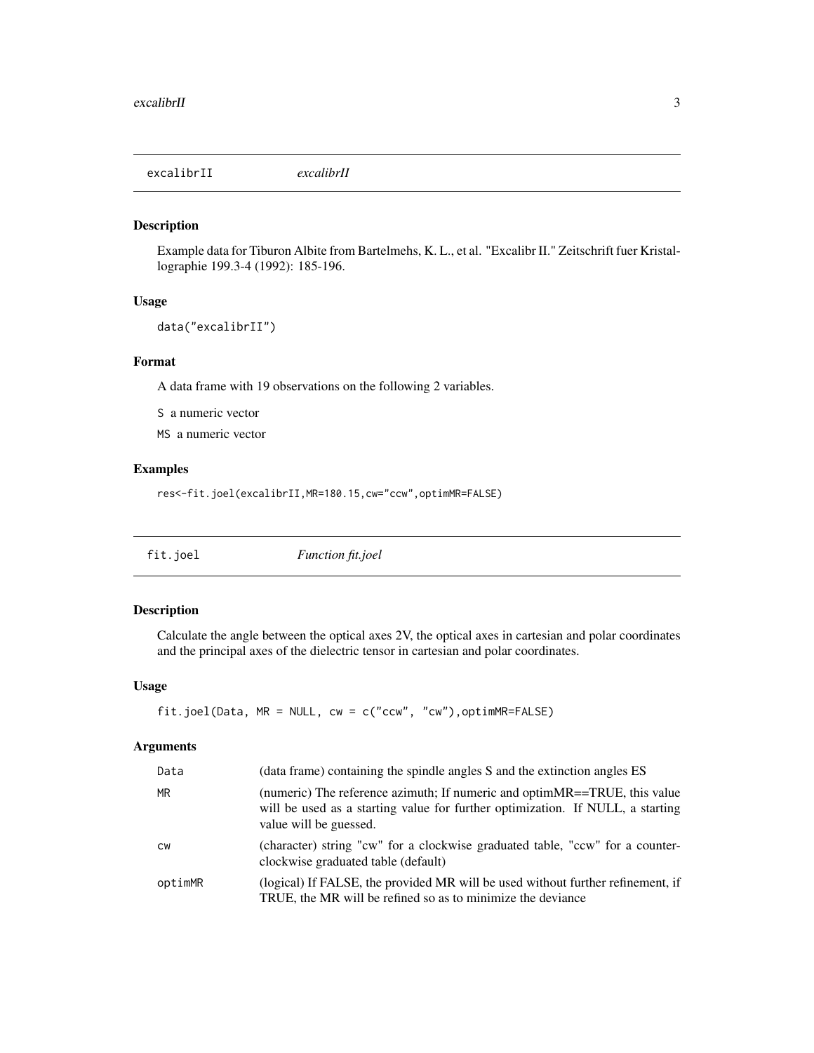## excalibrII *excalibrII*

### Description

Example data for Tiburon Albite from Bartelmehs, K. L., et al. "Excalibr II." Zeitschrift fuer Kristallographie 199.3-4 (1992): 185-196.

### Usage

```
data("excalibrII")
```

### Format

A data frame with 19 observations on the following 2 variables.

S a numeric vector

MS a numeric vector

### Examples

```
res<-fit.joel(excalibrII,MR=180.15,cw="ccw",optimMR=FALSE)
```

## fit.joel *Function fit.joel*

### Description

Calculate the angle between the optical axes 2V, the optical axes in cartesian and polar coordinates and the principal axes of the dielectric tensor in cartesian and polar coordinates.

### Usage

```
fit.joel(Data, MR = NULL, cw = c("ccw", "cw"),optimMR=FALSE)
```

### Arguments

| | |
|---|---|
| Data | (data frame) containing the spindle angles S and the extinction angles ES |
| MR | (numeric) The reference azimuth; If numeric and optimMR==TRUE, this value will be used as a starting value for further optimization. If NULL, a starting value will be guessed. |
| cw | (character) string "cw" for a clockwise graduated table, "ccw" for a counter-clockwise graduated table (default) |
| optimMR | (logical) If FALSE, the provided MR will be used without further refinement, if TRUE, the MR will be refined so as to minimize the deviance |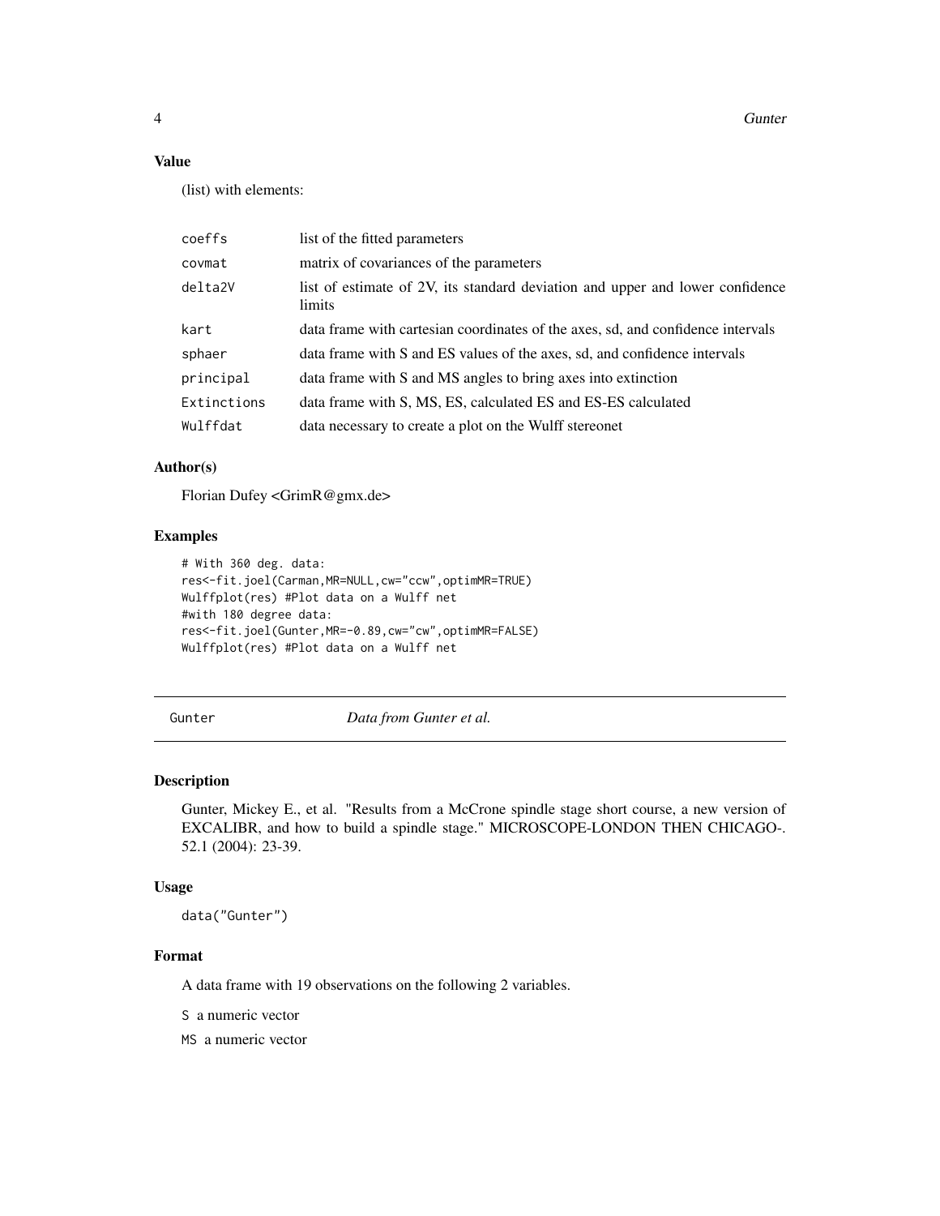### Value

(list) with elements:

| | |
|---|---|
| coeffs | list of the fitted parameters |
| covmat | matrix of covariances of the parameters |
| delta2V | list of estimate of 2V, its standard deviation and upper and lower confidence limits |
| kart | data frame with cartesian coordinates of the axes, sd, and confidence intervals |
| sphaer | data frame with S and ES values of the axes, sd, and confidence intervals |
| principal | data frame with S and MS angles to bring axes into extinction |
| Extinctions | data frame with S, MS, ES, calculated ES and ES-ES calculated |
| Wulffdat | data necessary to create a plot on the Wulff stereonet |

### Author(s)

Florian Dufey <GrimR@gmx.de>

### Examples

```
# With 360 deg. data:
res<-fit.joel(Carman,MR=NULL,cw="ccw",optimMR=TRUE)
Wulffplot(res) #Plot data on a Wulff net
#with 180 degree data:
res<-fit.joel(Gunter,MR=-0.89,cw="cw",optimMR=FALSE)
Wulffplot(res) #Plot data on a Wulff net
```

---

## Gunter — *Data from Gunter et al.*

### Description

Gunter, Mickey E., et al. "Results from a McCrone spindle stage short course, a new version of EXCALIBR, and how to build a spindle stage." MICROSCOPE-LONDON THEN CHICAGO-. 52.1 (2004): 23-39.

### Usage

```
data("Gunter")
```

### Format

A data frame with 19 observations on the following 2 variables.

S a numeric vector

MS a numeric vector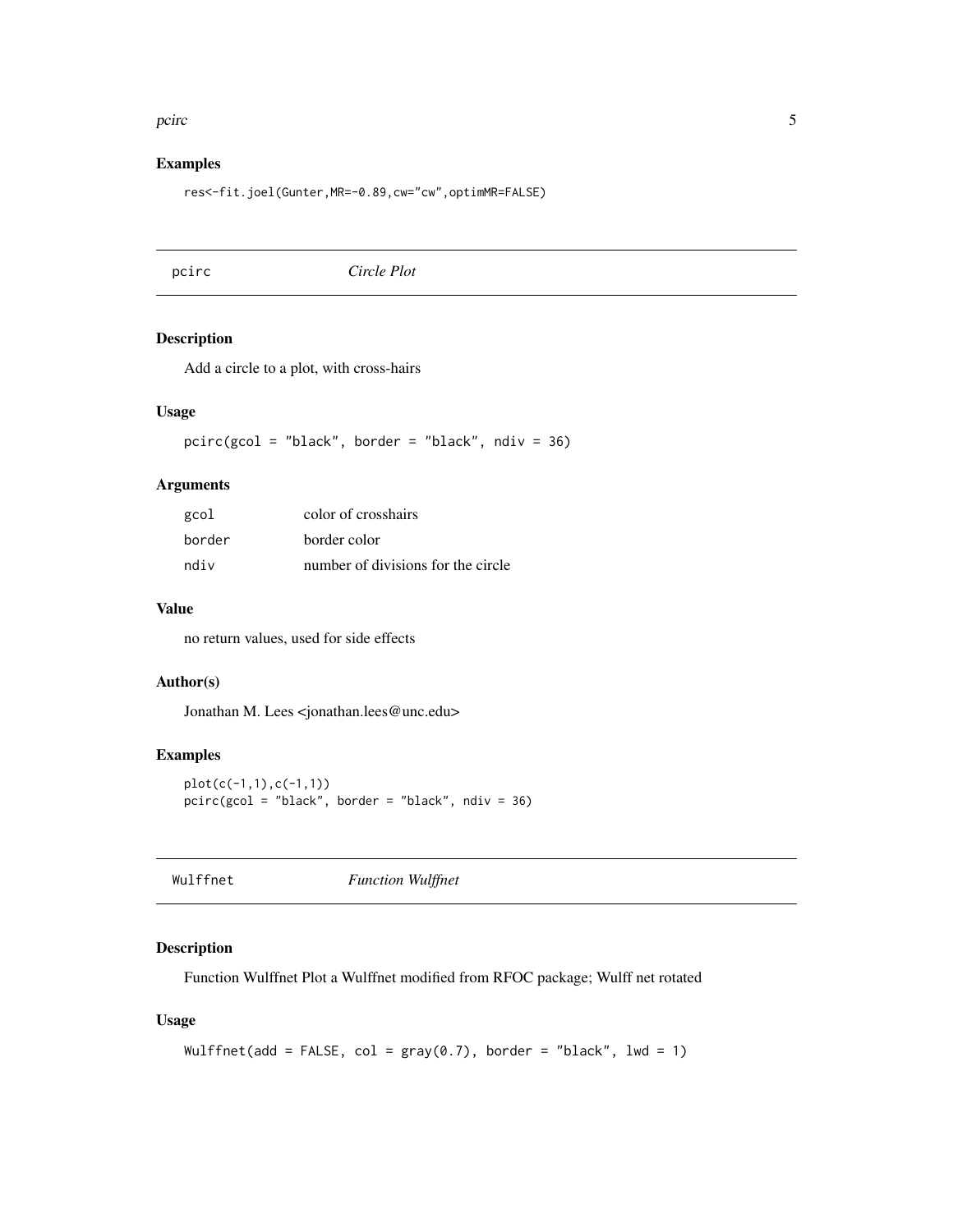## Examples

```
res<-fit.joel(Gunter,MR=-0.89,cw="cw",optimMR=FALSE)
```

---

# pcirc *Circle Plot*

---

## Description

Add a circle to a plot, with cross-hairs

## Usage

```
pcirc(gcol = "black", border = "black", ndiv = 36)
```

## Arguments

| | |
|---|---|
| gcol | color of crosshairs |
| border | border color |
| ndiv | number of divisions for the circle |

## Value

no return values, used for side effects

## Author(s)

Jonathan M. Lees <jonathan.lees@unc.edu>

## Examples

```
plot(c(-1,1),c(-1,1))
pcirc(gcol = "black", border = "black", ndiv = 36)
```

---

# Wulffnet *Function Wulffnet*

---

## Description

Function Wulffnet Plot a Wulffnet modified from RFOC package; Wulff net rotated

## Usage

```
Wulffnet(add = FALSE, col = gray(0.7), border = "black", lwd = 1)
```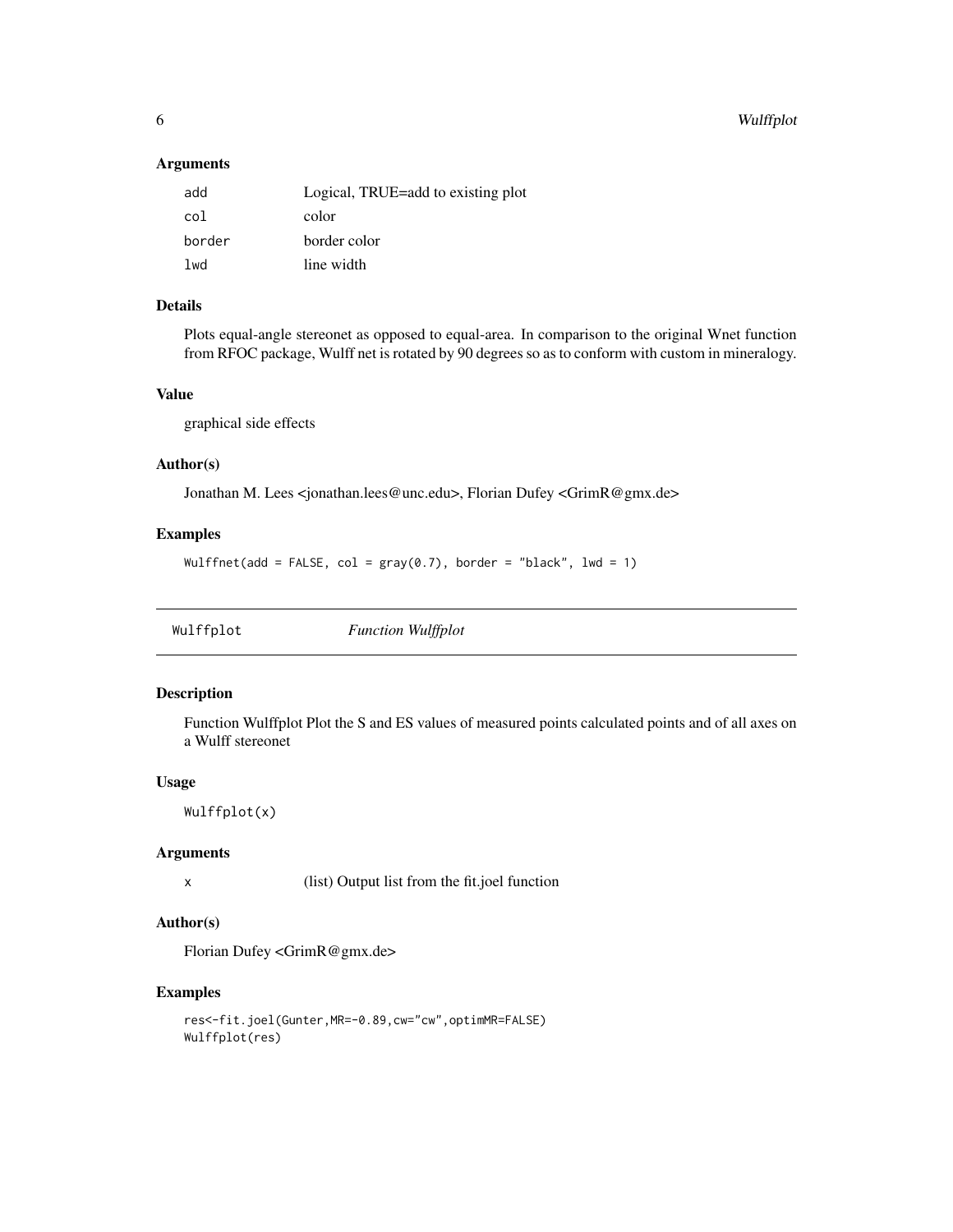## Arguments

| | |
|---|---|
| add | Logical, TRUE=add to existing plot |
| col | color |
| border | border color |
| lwd | line width |

## Details

Plots equal-angle stereonet as opposed to equal-area. In comparison to the original Wnet function from RFOC package, Wulff net is rotated by 90 degrees so as to conform with custom in mineralogy.

## Value

graphical side effects

## Author(s)

Jonathan M. Lees <jonathan.lees@unc.edu>, Florian Dufey <GrimR@gmx.de>

## Examples

```
Wulffnet(add = FALSE, col = gray(0.7), border = "black", lwd = 1)
```

---

# Wulffplot *Function Wulffplot*

## Description

Function Wulffplot Plot the S and ES values of measured points calculated points and of all axes on a Wulff stereonet

## Usage

```
Wulffplot(x)
```

## Arguments

| | |
|---|---|
| x | (list) Output list from the fit.joel function |

## Author(s)

Florian Dufey <GrimR@gmx.de>

## Examples

```
res<-fit.joel(Gunter,MR=-0.89,cw="cw",optimMR=FALSE)
Wulffplot(res)
```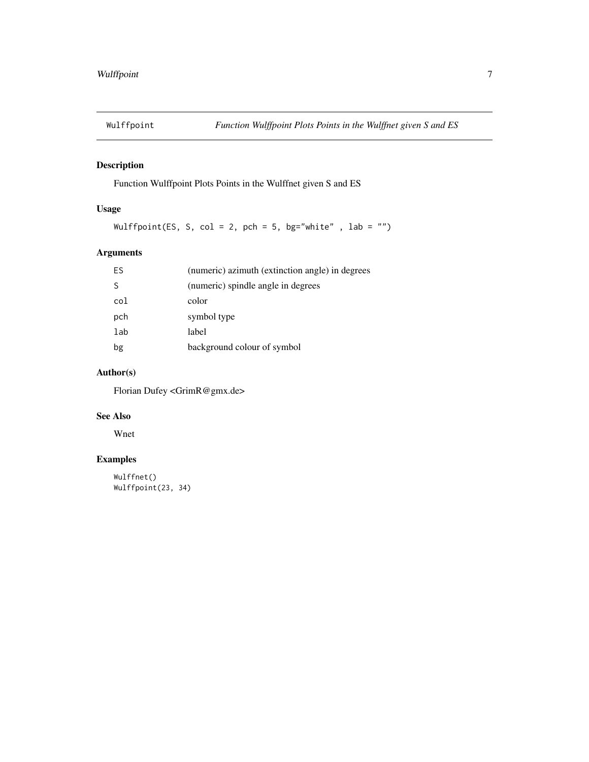# Wulffpoint — *Function Wulffpoint Plots Points in the Wulffnet given S and ES*

## Description

Function Wulffpoint Plots Points in the Wulffnet given S and ES

## Usage

```
Wulffpoint(ES, S, col = 2, pch = 5, bg="white" , lab = "")
```

## Arguments

| | |
|---|---|
| ES | (numeric) azimuth (extinction angle) in degrees |
| S | (numeric) spindle angle in degrees |
| col | color |
| pch | symbol type |
| lab | label |
| bg | background colour of symbol |

## Author(s)

Florian Dufey <GrimR@gmx.de>

## See Also

Wnet

## Examples

```
Wulffnet()
Wulffpoint(23, 34)
```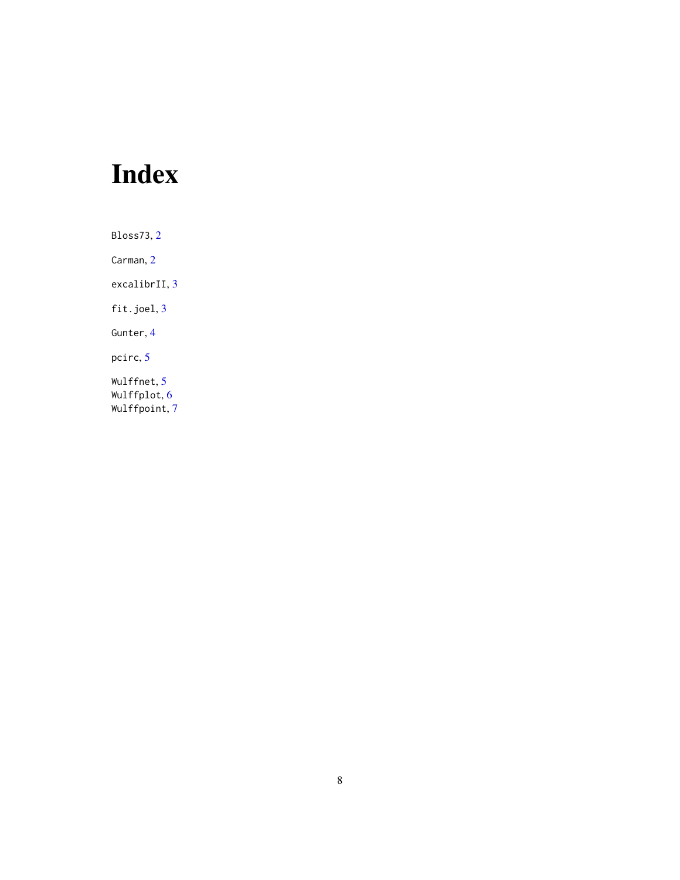# Index

Bloss73, 2

Carman, 2

excalibrII, 3

fit.joel, 3

Gunter, 4

pcirc, 5

Wulffnet, 5
Wulffplot, 6
Wulffpoint, 7